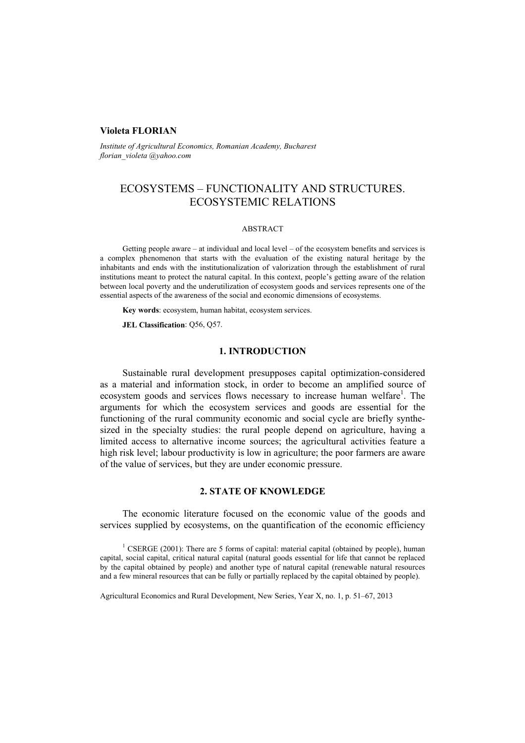**Violeta FLORIAN**

*Institute of Agricultural Economics, Romanian Academy, Bucharest*
*florian_violeta @yahoo.com*

# ECOSYSTEMS – FUNCTIONALITY AND STRUCTURES. ECOSYSTEMIC RELATIONS

ABSTRACT

Getting people aware – at individual and local level – of the ecosystem benefits and services is a complex phenomenon that starts with the evaluation of the existing natural heritage by the inhabitants and ends with the institutionalization of valorization through the establishment of rural institutions meant to protect the natural capital. In this context, people's getting aware of the relation between local poverty and the underutilization of ecosystem goods and services represents one of the essential aspects of the awareness of the social and economic dimensions of ecosystems.

**Key words**: ecosystem, human habitat, ecosystem services.

**JEL Classification**: Q56, Q57.

## 1. INTRODUCTION

Sustainable rural development presupposes capital optimization-considered as a material and information stock, in order to become an amplified source of ecosystem goods and services flows necessary to increase human welfare[1]. The arguments for which the ecosystem services and goods are essential for the functioning of the rural community economic and social cycle are briefly synthesized in the specialty studies: the rural people depend on agriculture, having a limited access to alternative income sources; the agricultural activities feature a high risk level; labour productivity is low in agriculture; the poor farmers are aware of the value of services, but they are under economic pressure.

## 2. STATE OF KNOWLEDGE

The economic literature focused on the economic value of the goods and services supplied by ecosystems, on the quantification of the economic efficiency

[1] CSERGE (2001): There are 5 forms of capital: material capital (obtained by people), human capital, social capital, critical natural capital (natural goods essential for life that cannot be replaced by the capital obtained by people) and another type of natural capital (renewable natural resources and a few mineral resources that can be fully or partially replaced by the capital obtained by people).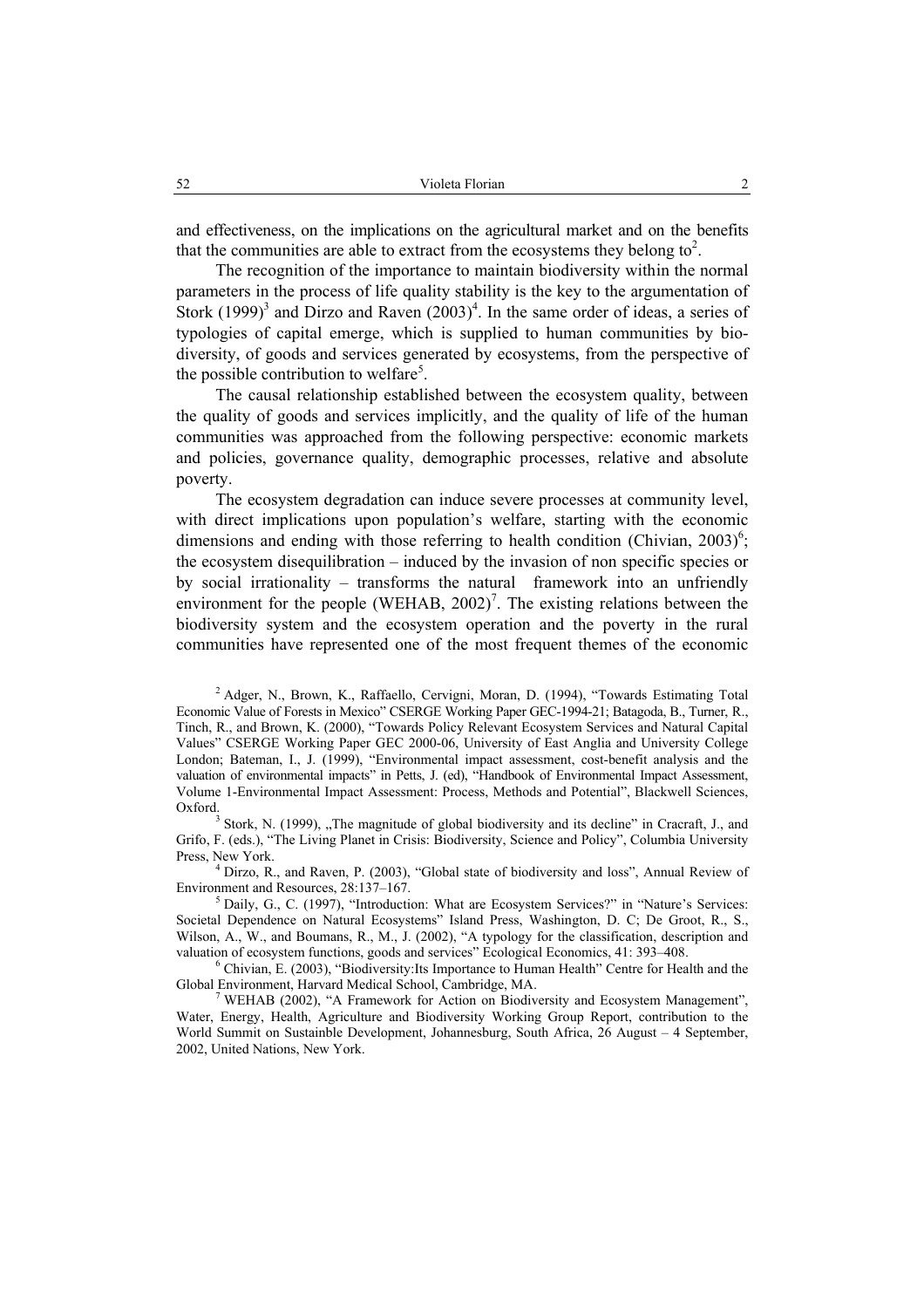and effectiveness, on the implications on the agricultural market and on the benefits that the communities are able to extract from the ecosystems they belong to[2].

The recognition of the importance to maintain biodiversity within the normal parameters in the process of life quality stability is the key to the argumentation of Stork (1999)[3] and Dirzo and Raven (2003)[4]. In the same order of ideas, a series of typologies of capital emerge, which is supplied to human communities by biodiversity, of goods and services generated by ecosystems, from the perspective of the possible contribution to welfare[5].

The causal relationship established between the ecosystem quality, between the quality of goods and services implicitly, and the quality of life of the human communities was approached from the following perspective: economic markets and policies, governance quality, demographic processes, relative and absolute poverty.

The ecosystem degradation can induce severe processes at community level, with direct implications upon population's welfare, starting with the economic dimensions and ending with those referring to health condition (Chivian, 2003)[6]; the ecosystem disequilibration – induced by the invasion of non specific species or by social irrationality – transforms the natural framework into an unfriendly environment for the people (WEHAB, 2002)[7]. The existing relations between the biodiversity system and the ecosystem operation and the poverty in the rural communities have represented one of the most frequent themes of the economic

[2] Adger, N., Brown, K., Raffaello, Cervigni, Moran, D. (1994), "Towards Estimating Total Economic Value of Forests in Mexico" CSERGE Working Paper GEC-1994-21; Batagoda, B., Turner, R., Tinch, R., and Brown, K. (2000), "Towards Policy Relevant Ecosystem Services and Natural Capital Values" CSERGE Working Paper GEC 2000-06, University of East Anglia and University College London; Bateman, I., J. (1999), "Environmental impact assessment, cost-benefit analysis and the valuation of environmental impacts" in Petts, J. (ed), "Handbook of Environmental Impact Assessment, Volume 1-Environmental Impact Assessment: Process, Methods and Potential", Blackwell Sciences, Oxford.

[3] Stork, N. (1999), „The magnitude of global biodiversity and its decline" in Cracraft, J., and Grifo, F. (eds.), "The Living Planet in Crisis: Biodiversity, Science and Policy", Columbia University Press, New York.

[4] Dirzo, R., and Raven, P. (2003), "Global state of biodiversity and loss", Annual Review of Environment and Resources, 28:137–167.

[5] Daily, G., C. (1997), "Introduction: What are Ecosystem Services?" in "Nature's Services: Societal Dependence on Natural Ecosystems" Island Press, Washington, D. C; De Groot, R., S., Wilson, A., W., and Boumans, R., M., J. (2002), "A typology for the classification, description and valuation of ecosystem functions, goods and services" Ecological Economics, 41: 393–408.

[6] Chivian, E. (2003), "Biodiversity:Its Importance to Human Health" Centre for Health and the Global Environment, Harvard Medical School, Cambridge, MA.

[7] WEHAB (2002), "A Framework for Action on Biodiversity and Ecosystem Management", Water, Energy, Health, Agriculture and Biodiversity Working Group Report, contribution to the World Summit on Sustainble Development, Johannesburg, South Africa, 26 August – 4 September, 2002, United Nations, New York.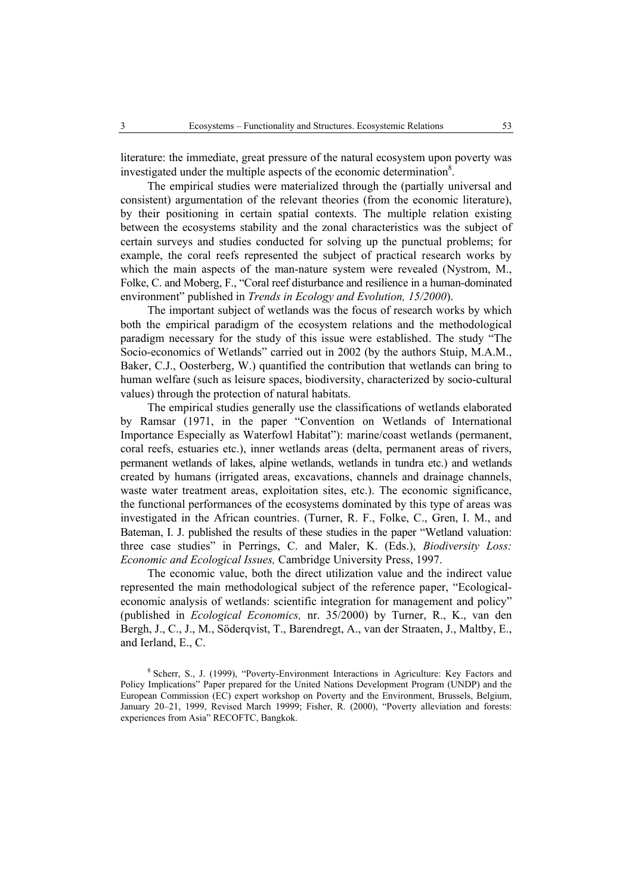literature: the immediate, great pressure of the natural ecosystem upon poverty was investigated under the multiple aspects of the economic determination[8].

The empirical studies were materialized through the (partially universal and consistent) argumentation of the relevant theories (from the economic literature), by their positioning in certain spatial contexts. The multiple relation existing between the ecosystems stability and the zonal characteristics was the subject of certain surveys and studies conducted for solving up the punctual problems; for example, the coral reefs represented the subject of practical research works by which the main aspects of the man-nature system were revealed (Nystrom, M., Folke, C. and Moberg, F., "Coral reef disturbance and resilience in a human-dominated environment" published in *Trends in Ecology and Evolution, 15/2000*).

The important subject of wetlands was the focus of research works by which both the empirical paradigm of the ecosystem relations and the methodological paradigm necessary for the study of this issue were established. The study "The Socio-economics of Wetlands" carried out in 2002 (by the authors Stuip, M.A.M., Baker, C.J., Oosterberg, W.) quantified the contribution that wetlands can bring to human welfare (such as leisure spaces, biodiversity, characterized by socio-cultural values) through the protection of natural habitats.

The empirical studies generally use the classifications of wetlands elaborated by Ramsar (1971, in the paper "Convention on Wetlands of International Importance Especially as Waterfowl Habitat"): marine/coast wetlands (permanent, coral reefs, estuaries etc.), inner wetlands areas (delta, permanent areas of rivers, permanent wetlands of lakes, alpine wetlands, wetlands in tundra etc.) and wetlands created by humans (irrigated areas, excavations, channels and drainage channels, waste water treatment areas, exploitation sites, etc.). The economic significance, the functional performances of the ecosystems dominated by this type of areas was investigated in the African countries. (Turner, R. F., Folke, C., Gren, I. M., and Bateman, I. J. published the results of these studies in the paper "Wetland valuation: three case studies" in Perrings, C. and Maler, K. (Eds.), *Biodiversity Loss: Economic and Ecological Issues,* Cambridge University Press, 1997.

The economic value, both the direct utilization value and the indirect value represented the main methodological subject of the reference paper, "Ecological-economic analysis of wetlands: scientific integration for management and policy" (published in *Ecological Economics,* nr. 35/2000) by Turner, R., K., van den Bergh, J., C., J., M., Söderqvist, T., Barendregt, A., van der Straaten, J., Maltby, E., and Ierland, E., C.

[8] Scherr, S., J. (1999), "Poverty-Environment Interactions in Agriculture: Key Factors and Policy Implications" Paper prepared for the United Nations Development Program (UNDP) and the European Commission (EC) expert workshop on Poverty and the Environment, Brussels, Belgium, January 20–21, 1999, Revised March 19999; Fisher, R. (2000), "Poverty alleviation and forests: experiences from Asia" RECOFTC, Bangkok.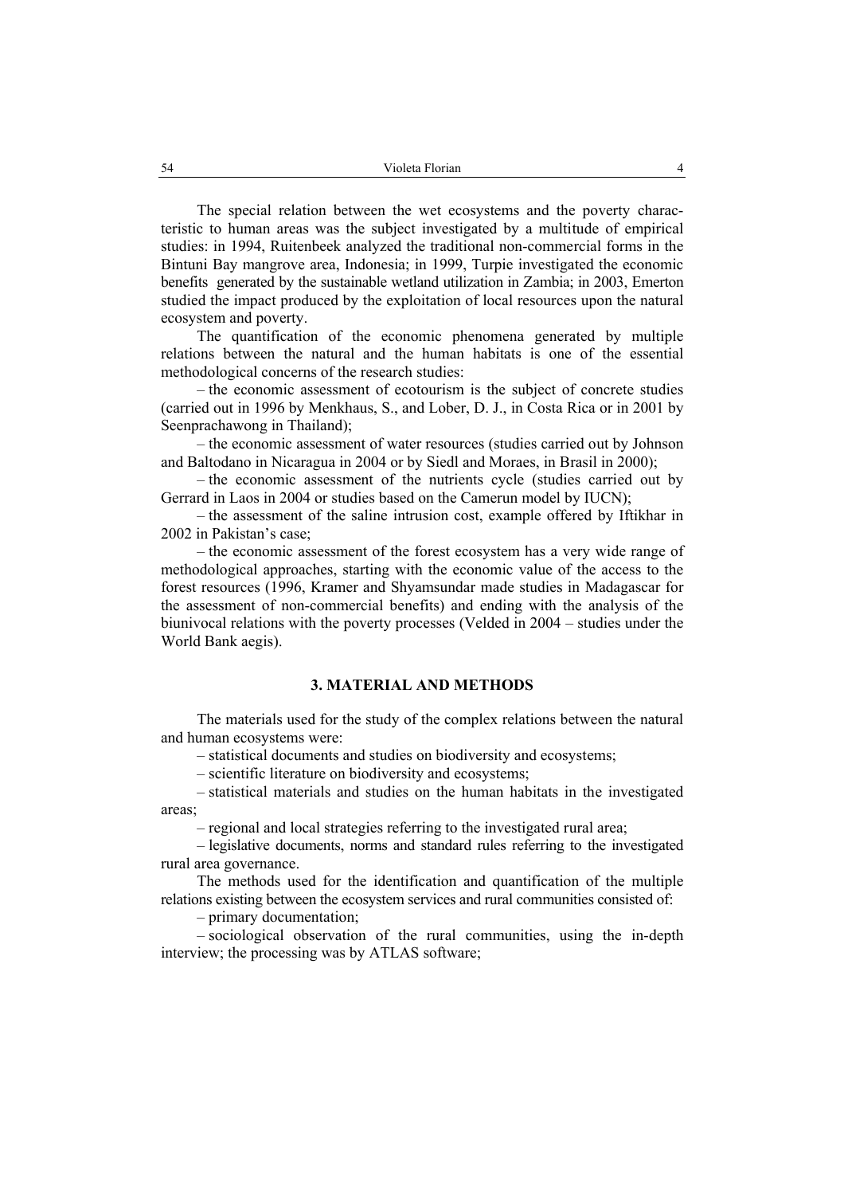The special relation between the wet ecosystems and the poverty characteristic to human areas was the subject investigated by a multitude of empirical studies: in 1994, Ruitenbeek analyzed the traditional non-commercial forms in the Bintuni Bay mangrove area, Indonesia; in 1999, Turpie investigated the economic benefits generated by the sustainable wetland utilization in Zambia; in 2003, Emerton studied the impact produced by the exploitation of local resources upon the natural ecosystem and poverty.

The quantification of the economic phenomena generated by multiple relations between the natural and the human habitats is one of the essential methodological concerns of the research studies:

– the economic assessment of ecotourism is the subject of concrete studies (carried out in 1996 by Menkhaus, S., and Lober, D. J., in Costa Rica or in 2001 by Seenprachawong in Thailand);

– the economic assessment of water resources (studies carried out by Johnson and Baltodano in Nicaragua in 2004 or by Siedl and Moraes, in Brasil in 2000);

– the economic assessment of the nutrients cycle (studies carried out by Gerrard in Laos in 2004 or studies based on the Camerun model by IUCN);

– the assessment of the saline intrusion cost, example offered by Iftikhar in 2002 in Pakistan's case;

– the economic assessment of the forest ecosystem has a very wide range of methodological approaches, starting with the economic value of the access to the forest resources (1996, Kramer and Shyamsundar made studies in Madagascar for the assessment of non-commercial benefits) and ending with the analysis of the biunivocal relations with the poverty processes (Velded in 2004 – studies under the World Bank aegis).

## 3. MATERIAL AND METHODS

The materials used for the study of the complex relations between the natural and human ecosystems were:

– statistical documents and studies on biodiversity and ecosystems;

– scientific literature on biodiversity and ecosystems;

– statistical materials and studies on the human habitats in the investigated areas;

– regional and local strategies referring to the investigated rural area;

– legislative documents, norms and standard rules referring to the investigated rural area governance.

The methods used for the identification and quantification of the multiple relations existing between the ecosystem services and rural communities consisted of:

– primary documentation;

– sociological observation of the rural communities, using the in-depth interview; the processing was by ATLAS software;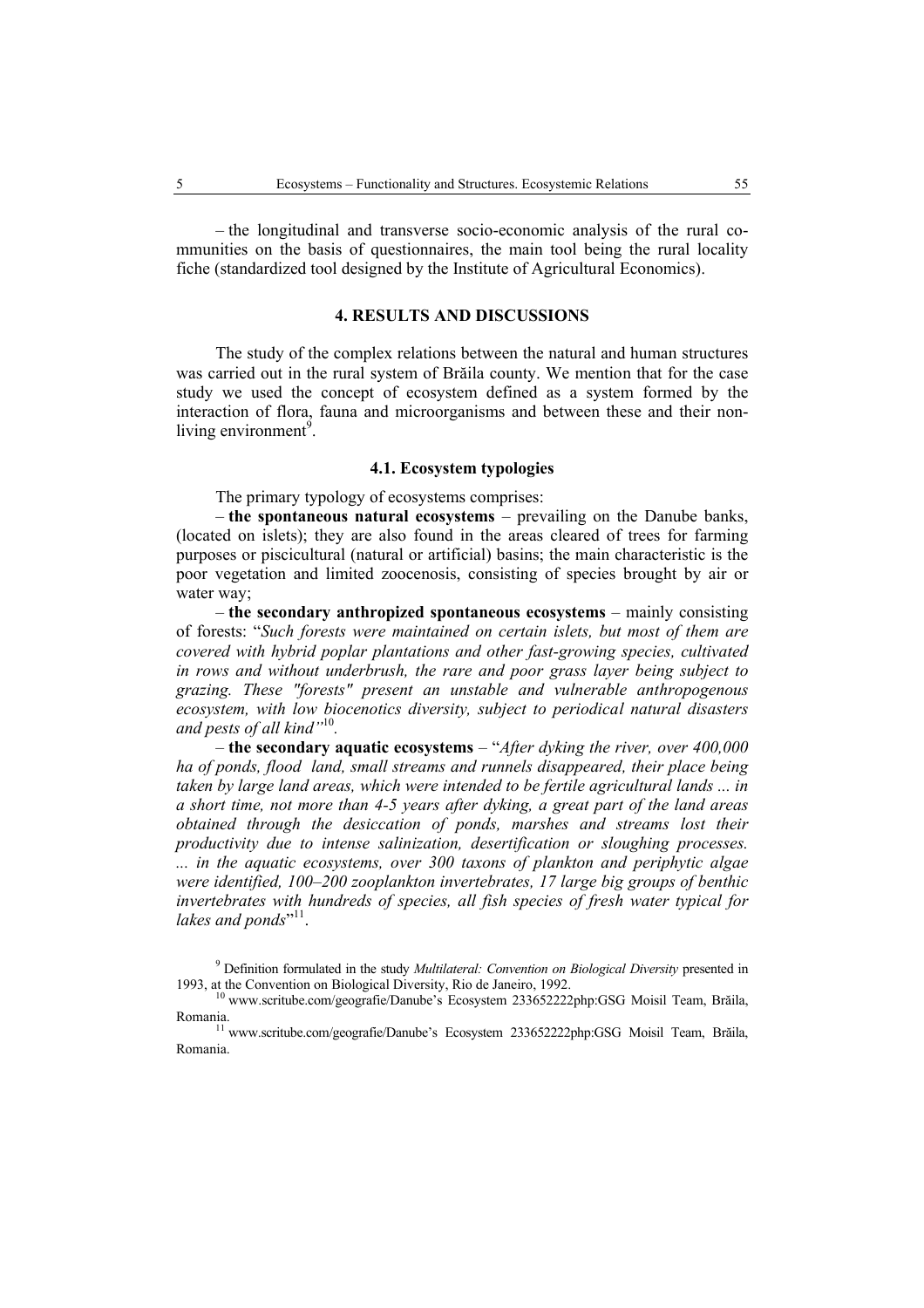– the longitudinal and transverse socio-economic analysis of the rural communities on the basis of questionnaires, the main tool being the rural locality fiche (standardized tool designed by the Institute of Agricultural Economics).

## 4. RESULTS AND DISCUSSIONS

The study of the complex relations between the natural and human structures was carried out in the rural system of Brăila county. We mention that for the case study we used the concept of ecosystem defined as a system formed by the interaction of flora, fauna and microorganisms and between these and their non-living environment[9].

### 4.1. Ecosystem typologies

The primary typology of ecosystems comprises:

– **the spontaneous natural ecosystems** – prevailing on the Danube banks, (located on islets); they are also found in the areas cleared of trees for farming purposes or piscicultural (natural or artificial) basins; the main characteristic is the poor vegetation and limited zoocenosis, consisting of species brought by air or water way;

– **the secondary anthropized spontaneous ecosystems** – mainly consisting of forests: "*Such forests were maintained on certain islets, but most of them are covered with hybrid poplar plantations and other fast-growing species, cultivated in rows and without underbrush, the rare and poor grass layer being subject to grazing. These "forests" present an unstable and vulnerable anthropogenous ecosystem, with low biocenotics diversity, subject to periodical natural disasters and pests of all kind"*[10].

– **the secondary aquatic ecosystems** – "*After dyking the river, over 400,000 ha of ponds, flood land, small streams and runnels disappeared, their place being taken by large land areas, which were intended to be fertile agricultural lands ... in a short time, not more than 4-5 years after dyking, a great part of the land areas obtained through the desiccation of ponds, marshes and streams lost their productivity due to intense salinization, desertification or sloughing processes. ... in the aquatic ecosystems, over 300 taxons of plankton and periphytic algae were identified, 100–200 zooplankton invertebrates, 17 large big groups of benthic invertebrates with hundreds of species, all fish species of fresh water typical for lakes and ponds*"[11].

---

[9] Definition formulated in the study *Multilateral: Convention on Biological Diversity* presented in 1993, at the Convention on Biological Diversity, Rio de Janeiro, 1992.

[10] www.scritube.com/geografie/Danube's Ecosystem 233652222php:GSG Moisil Team, Brăila, Romania.

[11] www.scritube.com/geografie/Danube's Ecosystem 233652222php:GSG Moisil Team, Brăila, Romania.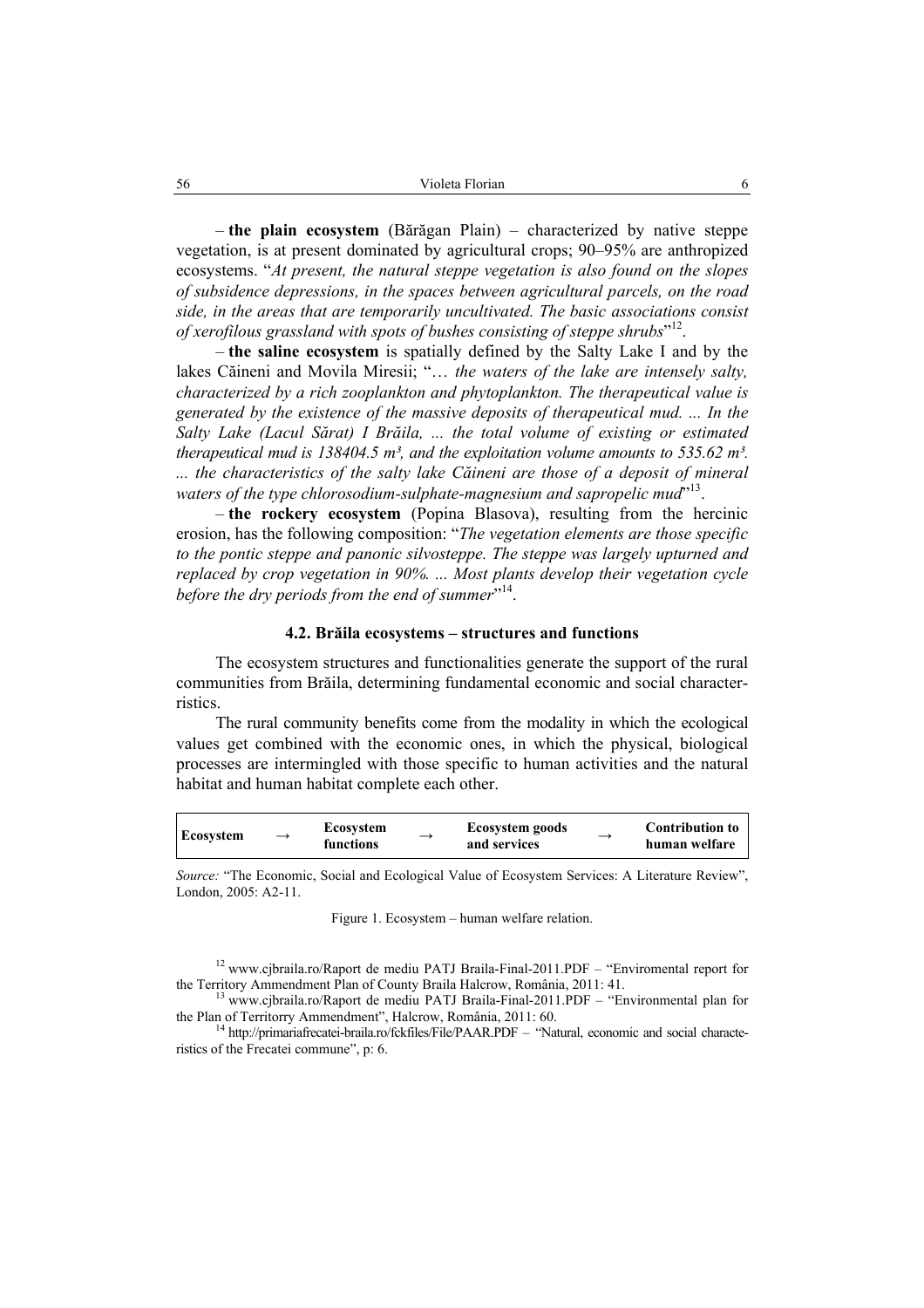– **the plain ecosystem** (Bărăgan Plain) – characterized by native steppe vegetation, is at present dominated by agricultural crops; 90–95% are anthropized ecosystems. "*At present, the natural steppe vegetation is also found on the slopes of subsidence depressions, in the spaces between agricultural parcels, on the road side, in the areas that are temporarily uncultivated. The basic associations consist of xerofilous grassland with spots of bushes consisting of steppe shrubs*"[12].

– **the saline ecosystem** is spatially defined by the Salty Lake I and by the lakes Căineni and Movila Miresii; "… *the waters of the lake are intensely salty, characterized by a rich zooplankton and phytoplankton. The therapeutical value is generated by the existence of the massive deposits of therapeutical mud. ... In the Salty Lake (Lacul Sărat) I Brăila, ... the total volume of existing or estimated therapeutical mud is 138404.5 m³, and the exploitation volume amounts to 535.62 m³. ... the characteristics of the salty lake Căineni are those of a deposit of mineral waters of the type chlorosodium-sulphate-magnesium and sapropelic mud*"[13].

– **the rockery ecosystem** (Popina Blasova), resulting from the hercinic erosion, has the following composition: "*The vegetation elements are those specific to the pontic steppe and panonic silvosteppe. The steppe was largely upturned and replaced by crop vegetation in 90%. ... Most plants develop their vegetation cycle before the dry periods from the end of summer*"[14].

### 4.2. Brăila ecosystems – structures and functions

The ecosystem structures and functionalities generate the support of the rural communities from Brăila, determining fundamental economic and social characteristics.

The rural community benefits come from the modality in which the ecological values get combined with the economic ones, in which the physical, biological processes are intermingled with those specific to human activities and the natural habitat and human habitat complete each other.

| **Ecosystem** | → | **Ecosystem functions** | → | **Ecosystem goods and services** | → | **Contribution to human welfare** |
|---|---|---|---|---|---|---|

*Source:* "The Economic, Social and Ecological Value of Ecosystem Services: A Literature Review", London, 2005: A2-11.

Figure 1. Ecosystem – human welfare relation.

[12] www.cjbraila.ro/Raport de mediu PATJ Braila-Final-2011.PDF – "Enviromental report for the Territory Ammendment Plan of County Braila Halcrow, România, 2011: 41.

[13] www.cjbraila.ro/Raport de mediu PATJ Braila-Final-2011.PDF – "Environmental plan for the Plan of Territorry Ammendment", Halcrow, România, 2011: 60.

[14] http://primariafrecatei-braila.ro/fckfiles/File/PAAR.PDF – "Natural, economic and social characteristics of the Frecatei commune", p: 6.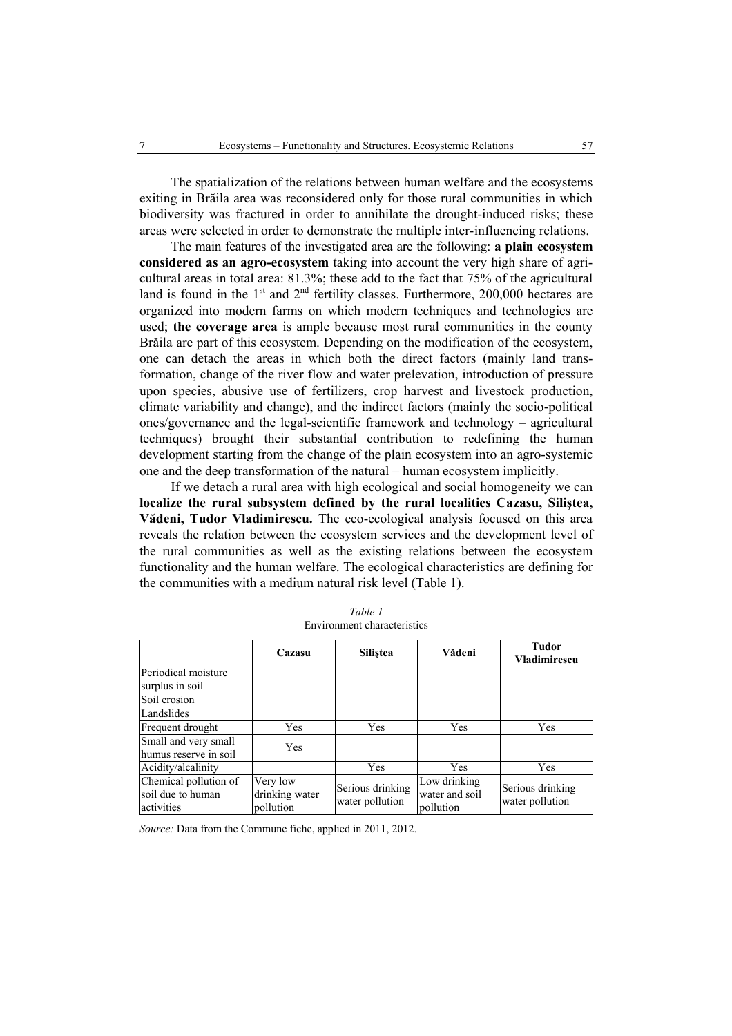The spatialization of the relations between human welfare and the ecosystems exiting in Brăila area was reconsidered only for those rural communities in which biodiversity was fractured in order to annihilate the drought-induced risks; these areas were selected in order to demonstrate the multiple inter-influencing relations.

The main features of the investigated area are the following: **a plain ecosystem considered as an agro-ecosystem** taking into account the very high share of agricultural areas in total area: 81.3%; these add to the fact that 75% of the agricultural land is found in the 1st and 2nd fertility classes. Furthermore, 200,000 hectares are organized into modern farms on which modern techniques and technologies are used; **the coverage area** is ample because most rural communities in the county Brăila are part of this ecosystem. Depending on the modification of the ecosystem, one can detach the areas in which both the direct factors (mainly land transformation, change of the river flow and water prelevation, introduction of pressure upon species, abusive use of fertilizers, crop harvest and livestock production, climate variability and change), and the indirect factors (mainly the socio-political ones/governance and the legal-scientific framework and technology – agricultural techniques) brought their substantial contribution to redefining the human development starting from the change of the plain ecosystem into an agro-systemic one and the deep transformation of the natural – human ecosystem implicitly.

If we detach a rural area with high ecological and social homogeneity we can **localize the rural subsystem defined by the rural localities Cazasu, Siliştea, Vădeni, Tudor Vladimirescu.** The eco-ecological analysis focused on this area reveals the relation between the ecosystem services and the development level of the rural communities as well as the existing relations between the ecosystem functionality and the human welfare. The ecological characteristics are defining for the communities with a medium natural risk level (Table 1).

*Table 1*
Environment characteristics

| | **Cazasu** | **Siliştea** | **Vădeni** | **Tudor Vladimirescu** |
|---|---|---|---|---|
| Periodical moisture surplus in soil | | | | |
| Soil erosion | | | | |
| Landslides | | | | |
| Frequent drought | Yes | Yes | Yes | Yes |
| Small and very small humus reserve in soil | Yes | | | |
| Acidity/alcalinity | | Yes | Yes | Yes |
| Chemical pollution of soil due to human activities | Very low drinking water pollution | Serious drinking water pollution | Low drinking water and soil pollution | Serious drinking water pollution |

*Source:* Data from the Commune fiche, applied in 2011, 2012.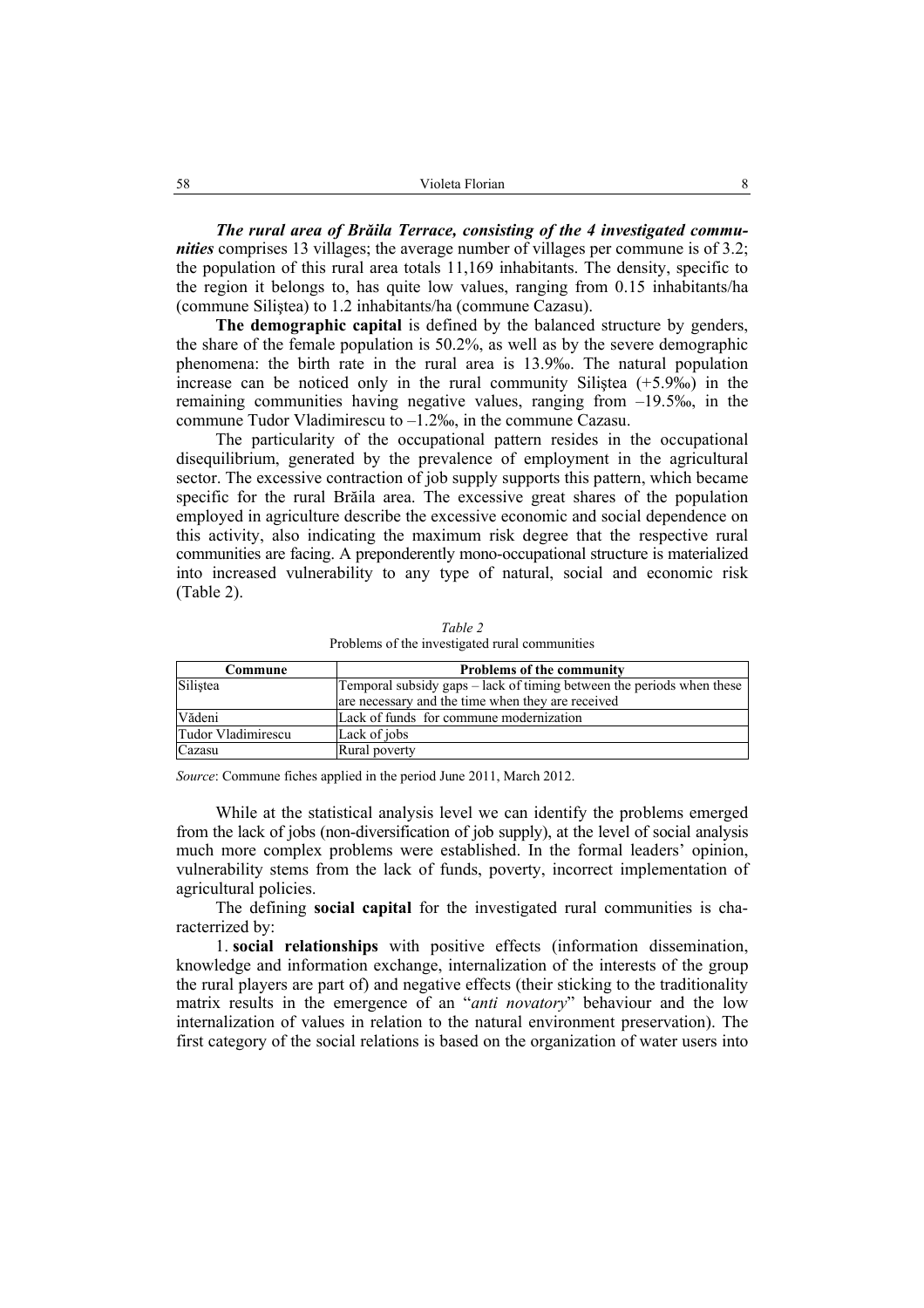***The rural area of Brăila Terrace, consisting of the 4 investigated communities*** comprises 13 villages; the average number of villages per commune is of 3.2; the population of this rural area totals 11,169 inhabitants. The density, specific to the region it belongs to, has quite low values, ranging from 0.15 inhabitants/ha (commune Siliştea) to 1.2 inhabitants/ha (commune Cazasu).

**The demographic capital** is defined by the balanced structure by genders, the share of the female population is 50.2%, as well as by the severe demographic phenomena: the birth rate in the rural area is 13.9‰. The natural population increase can be noticed only in the rural community Siliştea (+5.9‰) in the remaining communities having negative values, ranging from –19.5‰, in the commune Tudor Vladimirescu to –1.2‰, in the commune Cazasu.

The particularity of the occupational pattern resides in the occupational disequilibrium, generated by the prevalence of employment in the agricultural sector. The excessive contraction of job supply supports this pattern, which became specific for the rural Brăila area. The excessive great shares of the population employed in agriculture describe the excessive economic and social dependence on this activity, also indicating the maximum risk degree that the respective rural communities are facing. A preponderently mono-occupational structure is materialized into increased vulnerability to any type of natural, social and economic risk (Table 2).

*Table 2*
Problems of the investigated rural communities

| Commune | Problems of the community |
|---|---|
| Siliştea | Temporal subsidy gaps – lack of timing between the periods when these are necessary and the time when they are received |
| Vădeni | Lack of funds for commune modernization |
| Tudor Vladimirescu | Lack of jobs |
| Cazasu | Rural poverty |

*Source*: Commune fiches applied in the period June 2011, March 2012.

While at the statistical analysis level we can identify the problems emerged from the lack of jobs (non-diversification of job supply), at the level of social analysis much more complex problems were established. In the formal leaders' opinion, vulnerability stems from the lack of funds, poverty, incorrect implementation of agricultural policies.

The defining **social capital** for the investigated rural communities is characterrized by:

1. **social relationships** with positive effects (information dissemination, knowledge and information exchange, internalization of the interests of the group the rural players are part of) and negative effects (their sticking to the traditionality matrix results in the emergence of an "*anti novatory*" behaviour and the low internalization of values in relation to the natural environment preservation). The first category of the social relations is based on the organization of water users into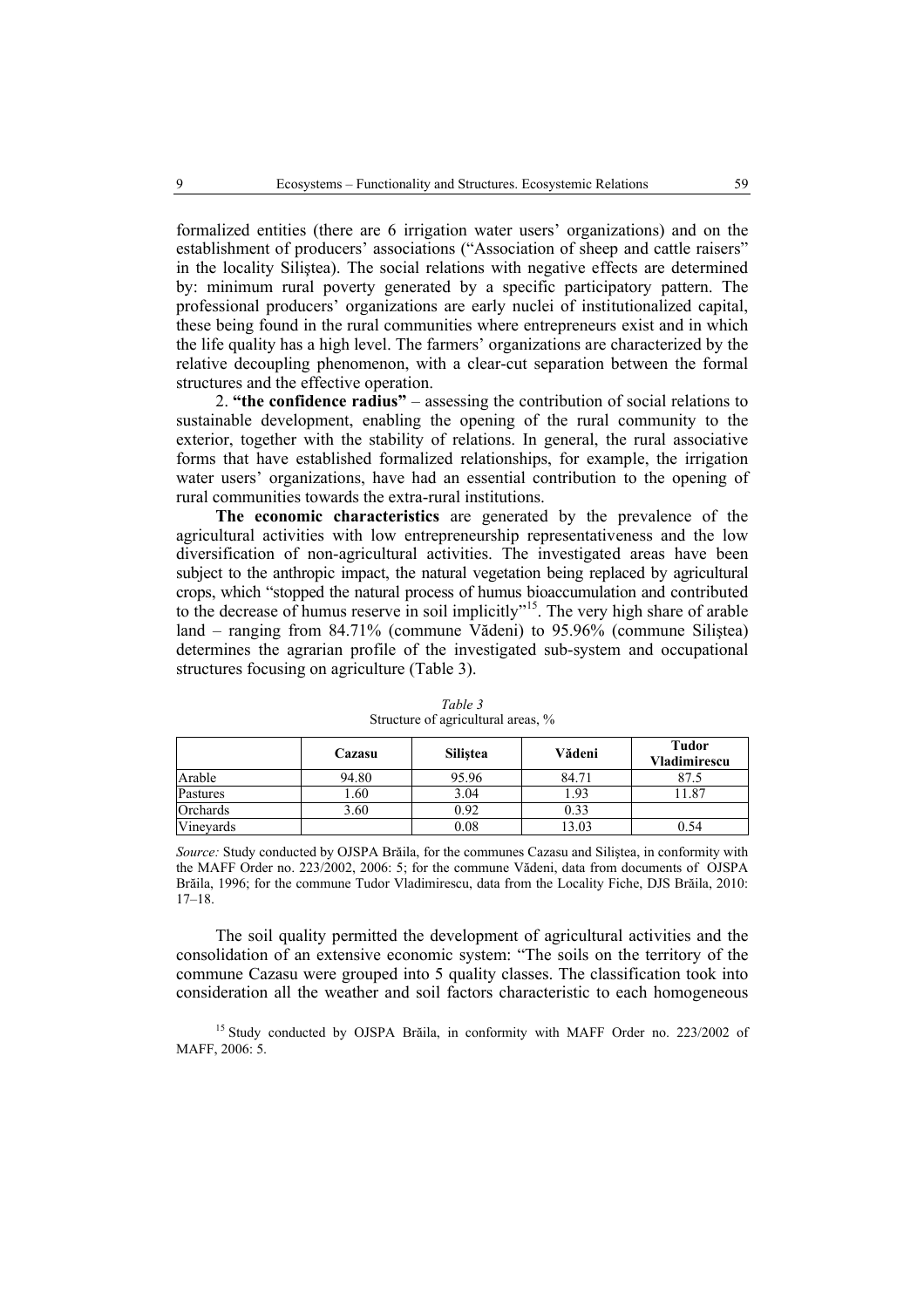formalized entities (there are 6 irrigation water users' organizations) and on the establishment of producers' associations ("Association of sheep and cattle raisers" in the locality Siliştea). The social relations with negative effects are determined by: minimum rural poverty generated by a specific participatory pattern. The professional producers' organizations are early nuclei of institutionalized capital, these being found in the rural communities where entrepreneurs exist and in which the life quality has a high level. The farmers' organizations are characterized by the relative decoupling phenomenon, with a clear-cut separation between the formal structures and the effective operation.

2. **"the confidence radius"** – assessing the contribution of social relations to sustainable development, enabling the opening of the rural community to the exterior, together with the stability of relations. In general, the rural associative forms that have established formalized relationships, for example, the irrigation water users' organizations, have had an essential contribution to the opening of rural communities towards the extra-rural institutions.

**The economic characteristics** are generated by the prevalence of the agricultural activities with low entrepreneurship representativeness and the low diversification of non-agricultural activities. The investigated areas have been subject to the anthropic impact, the natural vegetation being replaced by agricultural crops, which "stopped the natural process of humus bioaccumulation and contributed to the decrease of humus reserve in soil implicitly"[15]. The very high share of arable land – ranging from 84.71% (commune Vădeni) to 95.96% (commune Siliştea) determines the agrarian profile of the investigated sub-system and occupational structures focusing on agriculture (Table 3).

*Table 3*
Structure of agricultural areas, %

| | Cazasu | Siliştea | Vădeni | Tudor Vladimirescu |
|---|---|---|---|---|
| Arable | 94.80 | 95.96 | 84.71 | 87.5 |
| Pastures | 1.60 | 3.04 | 1.93 | 11.87 |
| Orchards | 3.60 | 0.92 | 0.33 | |
| Vineyards | | 0.08 | 13.03 | 0.54 |

*Source:* Study conducted by OJSPA Brăila, for the communes Cazasu and Siliştea, in conformity with the MAFF Order no. 223/2002, 2006: 5; for the commune Vădeni, data from documents of OJSPA Brăila, 1996; for the commune Tudor Vladimirescu, data from the Locality Fiche, DJS Brăila, 2010: 17–18.

The soil quality permitted the development of agricultural activities and the consolidation of an extensive economic system: "The soils on the territory of the commune Cazasu were grouped into 5 quality classes. The classification took into consideration all the weather and soil factors characteristic to each homogeneous

[15] Study conducted by OJSPA Brăila, in conformity with MAFF Order no. 223/2002 of MAFF, 2006: 5.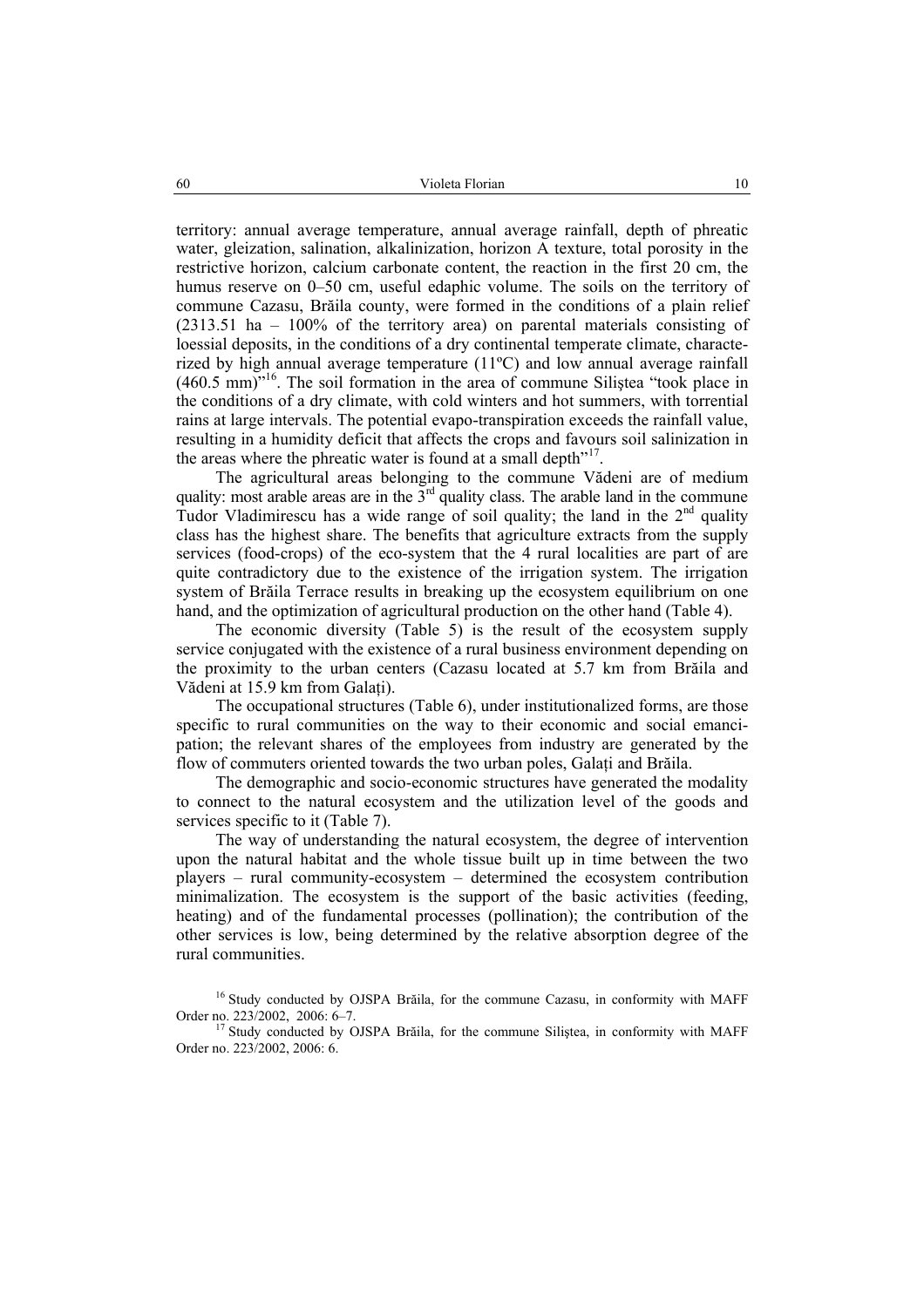territory: annual average temperature, annual average rainfall, depth of phreatic water, gleization, salination, alkalinization, horizon A texture, total porosity in the restrictive horizon, calcium carbonate content, the reaction in the first 20 cm, the humus reserve on 0–50 cm, useful edaphic volume. The soils on the territory of commune Cazasu, Brăila county, were formed in the conditions of a plain relief (2313.51 ha – 100% of the territory area) on parental materials consisting of loessial deposits, in the conditions of a dry continental temperate climate, characterized by high annual average temperature (11ºC) and low annual average rainfall (460.5 mm)"[16]. The soil formation in the area of commune Siliştea "took place in the conditions of a dry climate, with cold winters and hot summers, with torrential rains at large intervals. The potential evapo-transpiration exceeds the rainfall value, resulting in a humidity deficit that affects the crops and favours soil salinization in the areas where the phreatic water is found at a small depth"[17].

The agricultural areas belonging to the commune Vădeni are of medium quality: most arable areas are in the 3rd quality class. The arable land in the commune Tudor Vladimirescu has a wide range of soil quality; the land in the 2nd quality class has the highest share. The benefits that agriculture extracts from the supply services (food-crops) of the eco-system that the 4 rural localities are part of are quite contradictory due to the existence of the irrigation system. The irrigation system of Brăila Terrace results in breaking up the ecosystem equilibrium on one hand, and the optimization of agricultural production on the other hand (Table 4).

The economic diversity (Table 5) is the result of the ecosystem supply service conjugated with the existence of a rural business environment depending on the proximity to the urban centers (Cazasu located at 5.7 km from Brăila and Vădeni at 15.9 km from Galați).

The occupational structures (Table 6), under institutionalized forms, are those specific to rural communities on the way to their economic and social emancipation; the relevant shares of the employees from industry are generated by the flow of commuters oriented towards the two urban poles, Galați and Brăila.

The demographic and socio-economic structures have generated the modality to connect to the natural ecosystem and the utilization level of the goods and services specific to it (Table 7).

The way of understanding the natural ecosystem, the degree of intervention upon the natural habitat and the whole tissue built up in time between the two players – rural community-ecosystem – determined the ecosystem contribution minimalization. The ecosystem is the support of the basic activities (feeding, heating) and of the fundamental processes (pollination); the contribution of the other services is low, being determined by the relative absorption degree of the rural communities.

[16] Study conducted by OJSPA Brăila, for the commune Cazasu, in conformity with MAFF Order no. 223/2002, 2006: 6–7.

[17] Study conducted by OJSPA Brăila, for the commune Siliştea, in conformity with MAFF Order no. 223/2002, 2006: 6.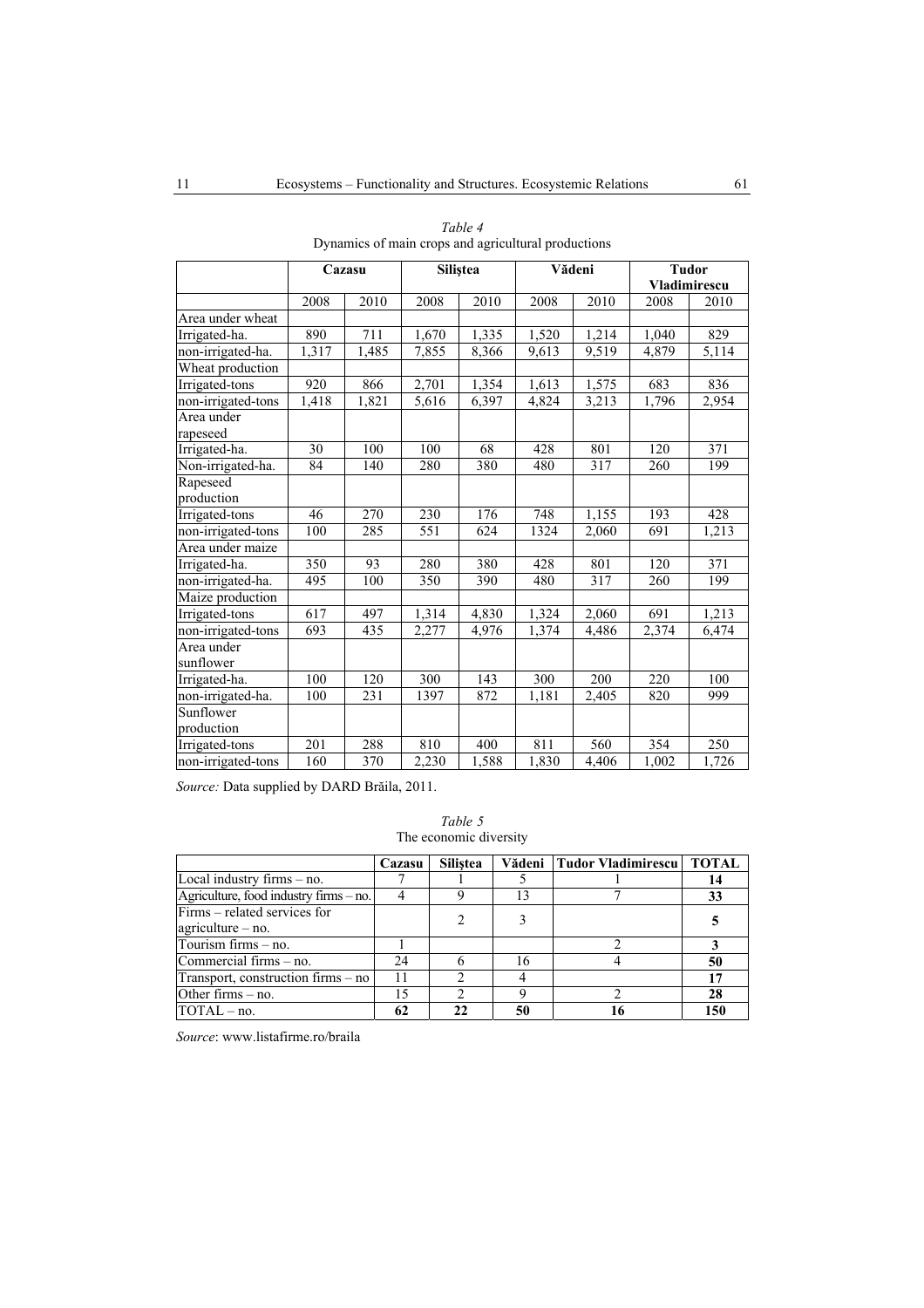*Table 4*
Dynamics of main crops and agricultural productions

| | Cazasu | | Siliştea | | Vădeni | | Tudor Vladimirescu | |
|---|---|---|---|---|---|---|---|---|
| | 2008 | 2010 | 2008 | 2010 | 2008 | 2010 | 2008 | 2010 |
| Area under wheat | | | | | | | | |
| Irrigated-ha. | 890 | 711 | 1,670 | 1,335 | 1,520 | 1,214 | 1,040 | 829 |
| non-irrigated-ha. | 1,317 | 1,485 | 7,855 | 8,366 | 9,613 | 9,519 | 4,879 | 5,114 |
| Wheat production | | | | | | | | |
| Irrigated-tons | 920 | 866 | 2,701 | 1,354 | 1,613 | 1,575 | 683 | 836 |
| non-irrigated-tons | 1,418 | 1,821 | 5,616 | 6,397 | 4,824 | 3,213 | 1,796 | 2,954 |
| Area under rapeseed | | | | | | | | |
| Irrigated-ha. | 30 | 100 | 100 | 68 | 428 | 801 | 120 | 371 |
| Non-irrigated-ha. | 84 | 140 | 280 | 380 | 480 | 317 | 260 | 199 |
| Rapeseed production | | | | | | | | |
| Irrigated-tons | 46 | 270 | 230 | 176 | 748 | 1,155 | 193 | 428 |
| non-irrigated-tons | 100 | 285 | 551 | 624 | 1324 | 2,060 | 691 | 1,213 |
| Area under maize | | | | | | | | |
| Irrigated-ha. | 350 | 93 | 280 | 380 | 428 | 801 | 120 | 371 |
| non-irrigated-ha. | 495 | 100 | 350 | 390 | 480 | 317 | 260 | 199 |
| Maize production | | | | | | | | |
| Irrigated-tons | 617 | 497 | 1,314 | 4,830 | 1,324 | 2,060 | 691 | 1,213 |
| non-irrigated-tons | 693 | 435 | 2,277 | 4,976 | 1,374 | 4,486 | 2,374 | 6,474 |
| Area under sunflower | | | | | | | | |
| Irrigated-ha. | 100 | 120 | 300 | 143 | 300 | 200 | 220 | 100 |
| non-irrigated-ha. | 100 | 231 | 1397 | 872 | 1,181 | 2,405 | 820 | 999 |
| Sunflower production | | | | | | | | |
| Irrigated-tons | 201 | 288 | 810 | 400 | 811 | 560 | 354 | 250 |
| non-irrigated-tons | 160 | 370 | 2,230 | 1,588 | 1,830 | 4,406 | 1,002 | 1,726 |

*Source:* Data supplied by DARD Brăila, 2011.

*Table 5*
The economic diversity

| | Cazasu | Siliştea | Vădeni | Tudor Vladimirescu | TOTAL |
|---|---|---|---|---|---|
| Local industry firms – no. | 7 | 1 | 5 | 1 | **14** |
| Agriculture, food industry firms – no. | 4 | 9 | 13 | 7 | **33** |
| Firms – related services for agriculture – no. | | 2 | 3 | | **5** |
| Tourism firms – no. | 1 | | | 2 | **3** |
| Commercial firms – no. | 24 | 6 | 16 | 4 | **50** |
| Transport, construction firms – no | 11 | 2 | 4 | | **17** |
| Other firms – no. | 15 | 2 | 9 | 2 | **28** |
| TOTAL – no. | **62** | **22** | **50** | **16** | **150** |

*Source*: www.listafirme.ro/braila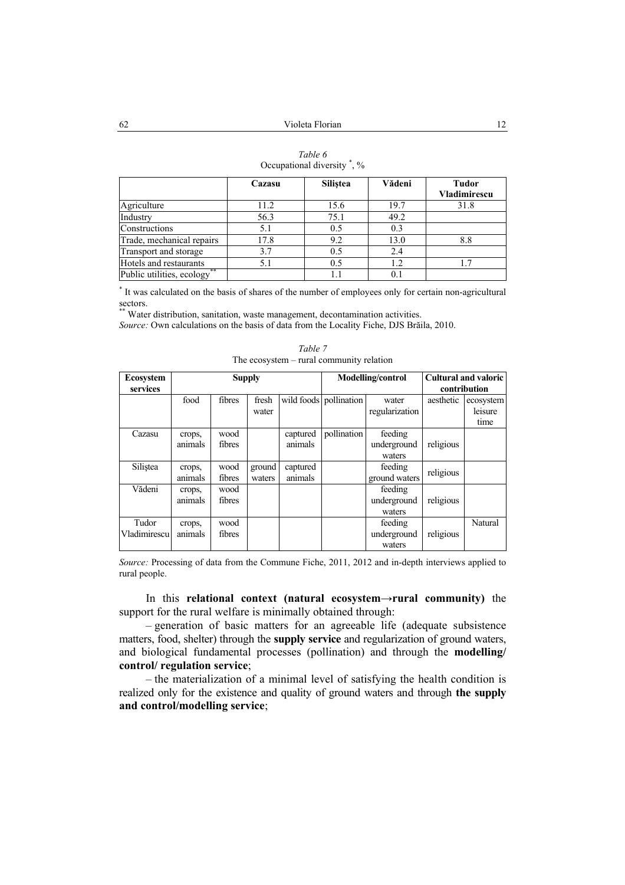*Table 6*
Occupational diversity [*], %

| | Cazasu | Siliştea | Vădeni | Tudor Vladimirescu |
|---|---|---|---|---|
| Agriculture | 11.2 | 15.6 | 19.7 | 31.8 |
| Industry | 56.3 | 75.1 | 49.2 | |
| Constructions | 5.1 | 0.5 | 0.3 | |
| Trade, mechanical repairs | 17.8 | 9.2 | 13.0 | 8.8 |
| Transport and storage | 3.7 | 0.5 | 2.4 | |
| Hotels and restaurants | 5.1 | 0.5 | 1.2 | 1.7 |
| Public utilities, ecology [**] | | 1.1 | 0.1 | |

[*] It was calculated on the basis of shares of the number of employees only for certain non-agricultural sectors.
[**] Water distribution, sanitation, waste management, decontamination activities.
*Source:* Own calculations on the basis of data from the Locality Fiche, DJS Brăila, 2010.

*Table 7*
The ecosystem – rural community relation

| Ecosystem services | Supply | | | | Modelling/control | | Cultural and valoric contribution | |
|---|---|---|---|---|---|---|---|---|
| | food | fibres | fresh water | wild foods | pollination | water regularization | aesthetic | ecosystem leisure time |
| Cazasu | crops, animals | wood fibres | | captured animals | pollination | feeding underground waters | religious | |
| Siliştea | crops, animals | wood fibres | ground waters | captured animals | | feeding ground waters | religious | |
| Vădeni | crops, animals | wood fibres | | | | feeding underground waters | religious | |
| Tudor Vladimirescu | crops, animals | wood fibres | | | | feeding underground waters | religious | Natural |

*Source:* Processing of data from the Commune Fiche, 2011, 2012 and in-depth interviews applied to rural people.

In this **relational context (natural ecosystem→rural community)** the support for the rural welfare is minimally obtained through:

– generation of basic matters for an agreeable life (adequate subsistence matters, food, shelter) through the **supply service** and regularization of ground waters, and biological fundamental processes (pollination) and through the **modelling/ control/ regulation service**;

– the materialization of a minimal level of satisfying the health condition is realized only for the existence and quality of ground waters and through **the supply and control/modelling service**;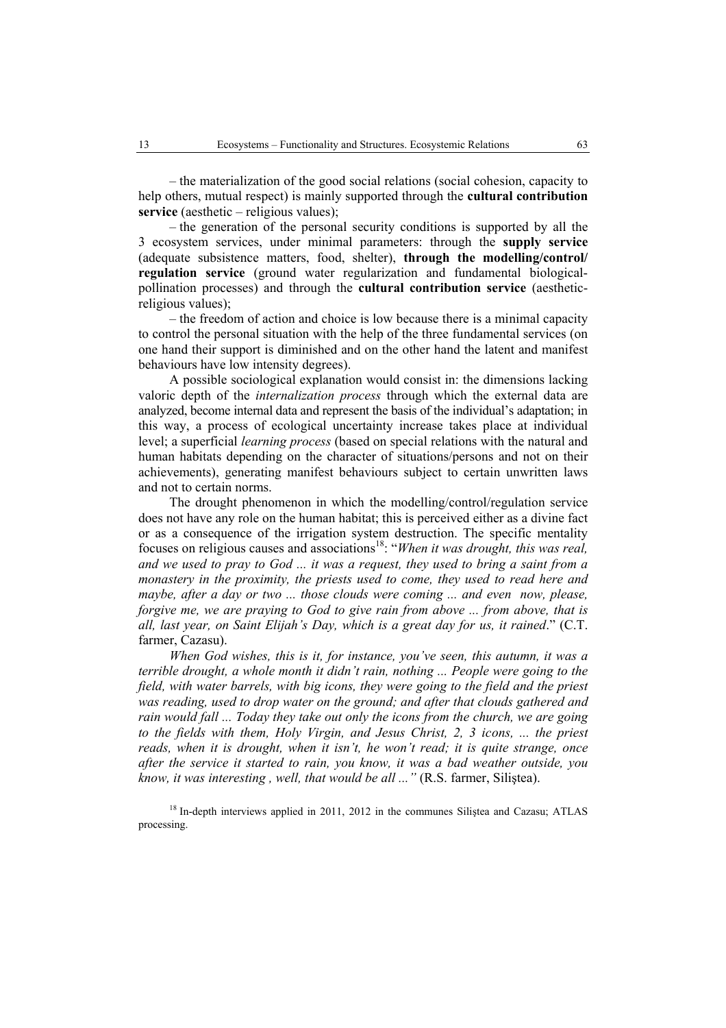– the materialization of the good social relations (social cohesion, capacity to help others, mutual respect) is mainly supported through the **cultural contribution service** (aesthetic – religious values);

– the generation of the personal security conditions is supported by all the 3 ecosystem services, under minimal parameters: through the **supply service** (adequate subsistence matters, food, shelter), **through the modelling/control/ regulation service** (ground water regularization and fundamental biological-pollination processes) and through the **cultural contribution service** (aesthetic-religious values);

– the freedom of action and choice is low because there is a minimal capacity to control the personal situation with the help of the three fundamental services (on one hand their support is diminished and on the other hand the latent and manifest behaviours have low intensity degrees).

A possible sociological explanation would consist in: the dimensions lacking valoric depth of the *internalization process* through which the external data are analyzed, become internal data and represent the basis of the individual's adaptation; in this way, a process of ecological uncertainty increase takes place at individual level; a superficial *learning process* (based on special relations with the natural and human habitats depending on the character of situations/persons and not on their achievements), generating manifest behaviours subject to certain unwritten laws and not to certain norms.

The drought phenomenon in which the modelling/control/regulation service does not have any role on the human habitat; this is perceived either as a divine fact or as a consequence of the irrigation system destruction. The specific mentality focuses on religious causes and associations[18]: "*When it was drought, this was real, and we used to pray to God ... it was a request, they used to bring a saint from a monastery in the proximity, the priests used to come, they used to read here and maybe, after a day or two ... those clouds were coming ... and even now, please, forgive me, we are praying to God to give rain from above ... from above, that is all, last year, on Saint Elijah's Day, which is a great day for us, it rained*." (C.T. farmer, Cazasu).

*When God wishes, this is it, for instance, you've seen, this autumn, it was a terrible drought, a whole month it didn't rain, nothing ... People were going to the field, with water barrels, with big icons, they were going to the field and the priest was reading, used to drop water on the ground; and after that clouds gathered and rain would fall ... Today they take out only the icons from the church, we are going to the fields with them, Holy Virgin, and Jesus Christ, 2, 3 icons, ... the priest reads, when it is drought, when it isn't, he won't read; it is quite strange, once after the service it started to rain, you know, it was a bad weather outside, you know, it was interesting , well, that would be all ..."* (R.S. farmer, Siliştea).

[18] In-depth interviews applied in 2011, 2012 in the communes Siliştea and Cazasu; ATLAS processing.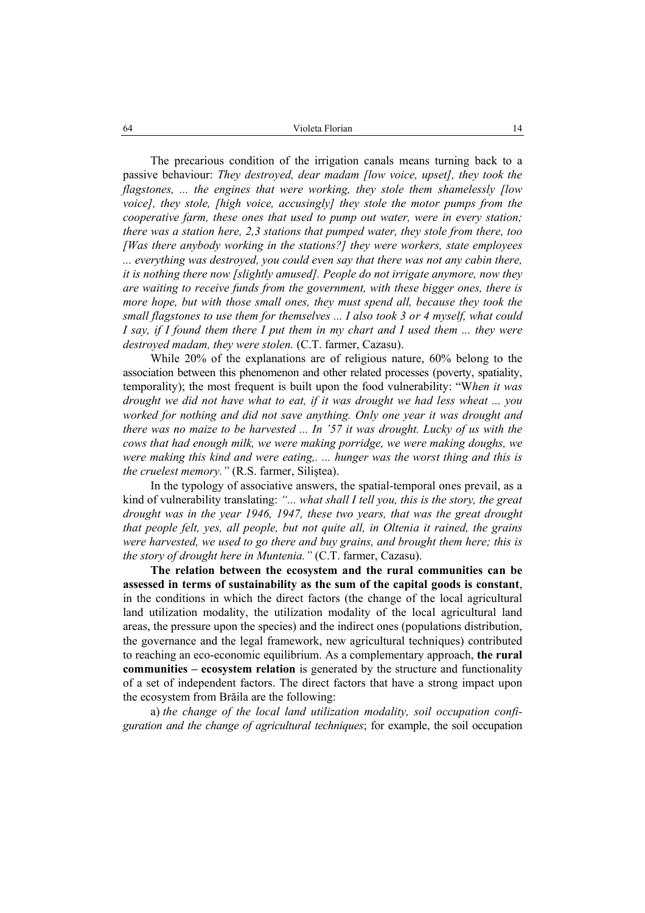The precarious condition of the irrigation canals means turning back to a passive behaviour: *They destroyed, dear madam [low voice, upset], they took the flagstones, ... the engines that were working, they stole them shamelessly [low voice], they stole, [high voice, accusingly] they stole the motor pumps from the cooperative farm, these ones that used to pump out water, were in every station; there was a station here, 2,3 stations that pumped water, they stole from there, too [Was there anybody working in the stations?] they were workers, state employees ... everything was destroyed, you could even say that there was not any cabin there, it is nothing there now [slightly amused]. People do not irrigate anymore, now they are waiting to receive funds from the government, with these bigger ones, there is more hope, but with those small ones, they must spend all, because they took the small flagstones to use them for themselves ... I also took 3 or 4 myself, what could I say, if I found them there I put them in my chart and I used them ... they were destroyed madam, they were stolen.* (C.T. farmer, Cazasu).

While 20% of the explanations are of religious nature, 60% belong to the association between this phenomenon and other related processes (poverty, spatiality, temporality); the most frequent is built upon the food vulnerability: "W*hen it was drought we did not have what to eat, if it was drought we had less wheat ... you worked for nothing and did not save anything. Only one year it was drought and there was no maize to be harvested ... In '57 it was drought. Lucky of us with the cows that had enough milk, we were making porridge, we were making doughs, we were making this kind and were eating,. ... hunger was the worst thing and this is the cruelest memory."* (R.S. farmer, Siliştea).

In the typology of associative answers, the spatial-temporal ones prevail, as a kind of vulnerability translating: *"... what shall I tell you, this is the story, the great drought was in the year 1946, 1947, these two years, that was the great drought that people felt, yes, all people, but not quite all, in Oltenia it rained, the grains were harvested, we used to go there and buy grains, and brought them here; this is the story of drought here in Muntenia."* (C.T. farmer, Cazasu).

**The relation between the ecosystem and the rural communities can be assessed in terms of sustainability as the sum of the capital goods is constant**, in the conditions in which the direct factors (the change of the local agricultural land utilization modality, the utilization modality of the local agricultural land areas, the pressure upon the species) and the indirect ones (populations distribution, the governance and the legal framework, new agricultural techniques) contributed to reaching an eco-economic equilibrium. As a complementary approach, **the rural communities – ecosystem relation** is generated by the structure and functionality of a set of independent factors. The direct factors that have a strong impact upon the ecosystem from Brăila are the following:

a) *the change of the local land utilization modality, soil occupation configuration and the change of agricultural techniques*; for example, the soil occupation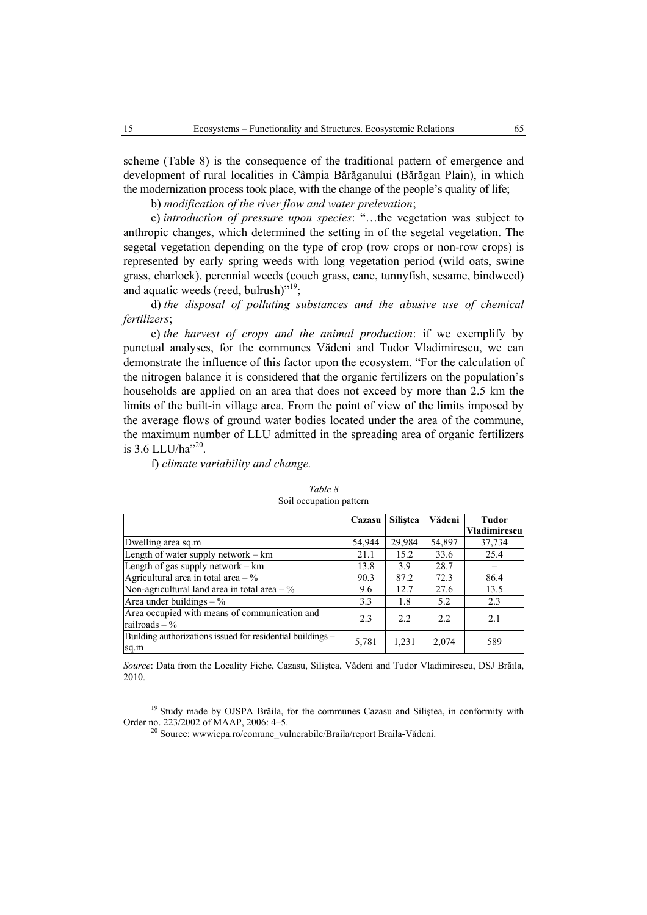scheme (Table 8) is the consequence of the traditional pattern of emergence and development of rural localities in Câmpia Bărăganului (Bărăgan Plain), in which the modernization process took place, with the change of the people's quality of life;

b) *modification of the river flow and water prelevation*;

c) *introduction of pressure upon species*: "…the vegetation was subject to anthropic changes, which determined the setting in of the segetal vegetation. The segetal vegetation depending on the type of crop (row crops or non-row crops) is represented by early spring weeds with long vegetation period (wild oats, swine grass, charlock), perennial weeds (couch grass, cane, tunnyfish, sesame, bindweed) and aquatic weeds (reed, bulrush)"[19];

d) *the disposal of polluting substances and the abusive use of chemical fertilizers*;

e) *the harvest of crops and the animal production*: if we exemplify by punctual analyses, for the communes Vădeni and Tudor Vladimirescu, we can demonstrate the influence of this factor upon the ecosystem. "For the calculation of the nitrogen balance it is considered that the organic fertilizers on the population's households are applied on an area that does not exceed by more than 2.5 km the limits of the built-in village area. From the point of view of the limits imposed by the average flows of ground water bodies located under the area of the commune, the maximum number of LLU admitted in the spreading area of organic fertilizers is 3.6 LLU/ha"[20].

f) *climate variability and change.*

*Table 8*

Soil occupation pattern

| | Cazasu | Siliştea | Vădeni | Tudor Vladimirescu |
|---|---|---|---|---|
| Dwelling area sq.m | 54,944 | 29,984 | 54,897 | 37,734 |
| Length of water supply network – km | 21.1 | 15.2 | 33.6 | 25.4 |
| Length of gas supply network – km | 13.8 | 3.9 | 28.7 | – |
| Agricultural area in total area – % | 90.3 | 87.2 | 72.3 | 86.4 |
| Non-agricultural land area in total area – % | 9.6 | 12.7 | 27.6 | 13.5 |
| Area under buildings – % | 3.3 | 1.8 | 5.2 | 2.3 |
| Area occupied with means of communication and railroads – % | 2.3 | 2.2 | 2.2 | 2.1 |
| Building authorizations issued for residential buildings – sq.m | 5,781 | 1,231 | 2,074 | 589 |

*Source*: Data from the Locality Fiche, Cazasu, Siliştea, Vădeni and Tudor Vladimirescu, DSJ Brăila, 2010.

[19] Study made by OJSPA Brăila, for the communes Cazasu and Siliştea, in conformity with Order no. 223/2002 of MAAP, 2006: 4–5.

[20] Source: wwwicpa.ro/comune_vulnerabile/Braila/report Braila-Vădeni.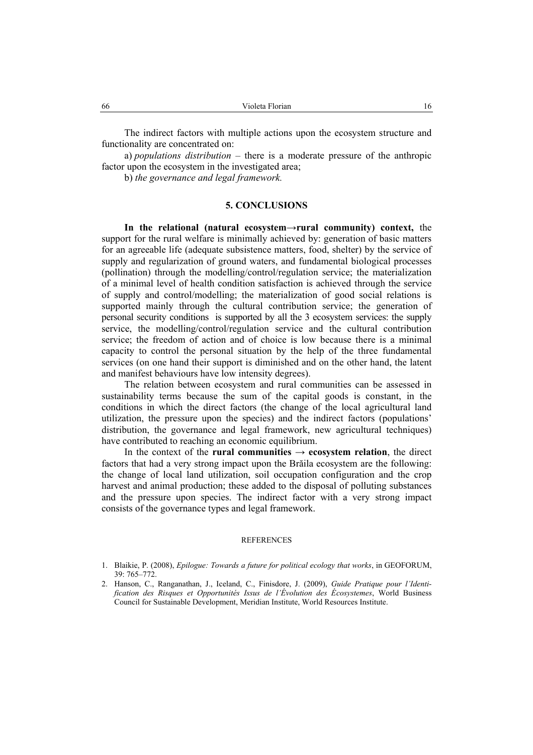The indirect factors with multiple actions upon the ecosystem structure and functionality are concentrated on:

a) *populations distribution* – there is a moderate pressure of the anthropic factor upon the ecosystem in the investigated area;

b) *the governance and legal framework.*

## 5. CONCLUSIONS

**In the relational (natural ecosystem→rural community) context,** the support for the rural welfare is minimally achieved by: generation of basic matters for an agreeable life (adequate subsistence matters, food, shelter) by the service of supply and regularization of ground waters, and fundamental biological processes (pollination) through the modelling/control/regulation service; the materialization of a minimal level of health condition satisfaction is achieved through the service of supply and control/modelling; the materialization of good social relations is supported mainly through the cultural contribution service; the generation of personal security conditions is supported by all the 3 ecosystem services: the supply service, the modelling/control/regulation service and the cultural contribution service; the freedom of action and of choice is low because there is a minimal capacity to control the personal situation by the help of the three fundamental services (on one hand their support is diminished and on the other hand, the latent and manifest behaviours have low intensity degrees).

The relation between ecosystem and rural communities can be assessed in sustainability terms because the sum of the capital goods is constant, in the conditions in which the direct factors (the change of the local agricultural land utilization, the pressure upon the species) and the indirect factors (populations' distribution, the governance and legal framework, new agricultural techniques) have contributed to reaching an economic equilibrium.

In the context of the **rural communities → ecosystem relation**, the direct factors that had a very strong impact upon the Brăila ecosystem are the following: the change of local land utilization, soil occupation configuration and the crop harvest and animal production; these added to the disposal of polluting substances and the pressure upon species. The indirect factor with a very strong impact consists of the governance types and legal framework.

### REFERENCES

1. Blaikie, P. (2008), *Epilogue: Towards a future for political ecology that works*, in GEOFORUM, 39: 765–772.
2. Hanson, C., Ranganathan, J., Iceland, C., Finisdore, J. (2009), *Guide Pratique pour l'Identification des Risques et Opportunités Issus de l'Évolution des Écosystemes*, World Business Council for Sustainable Development, Meridian Institute, World Resources Institute.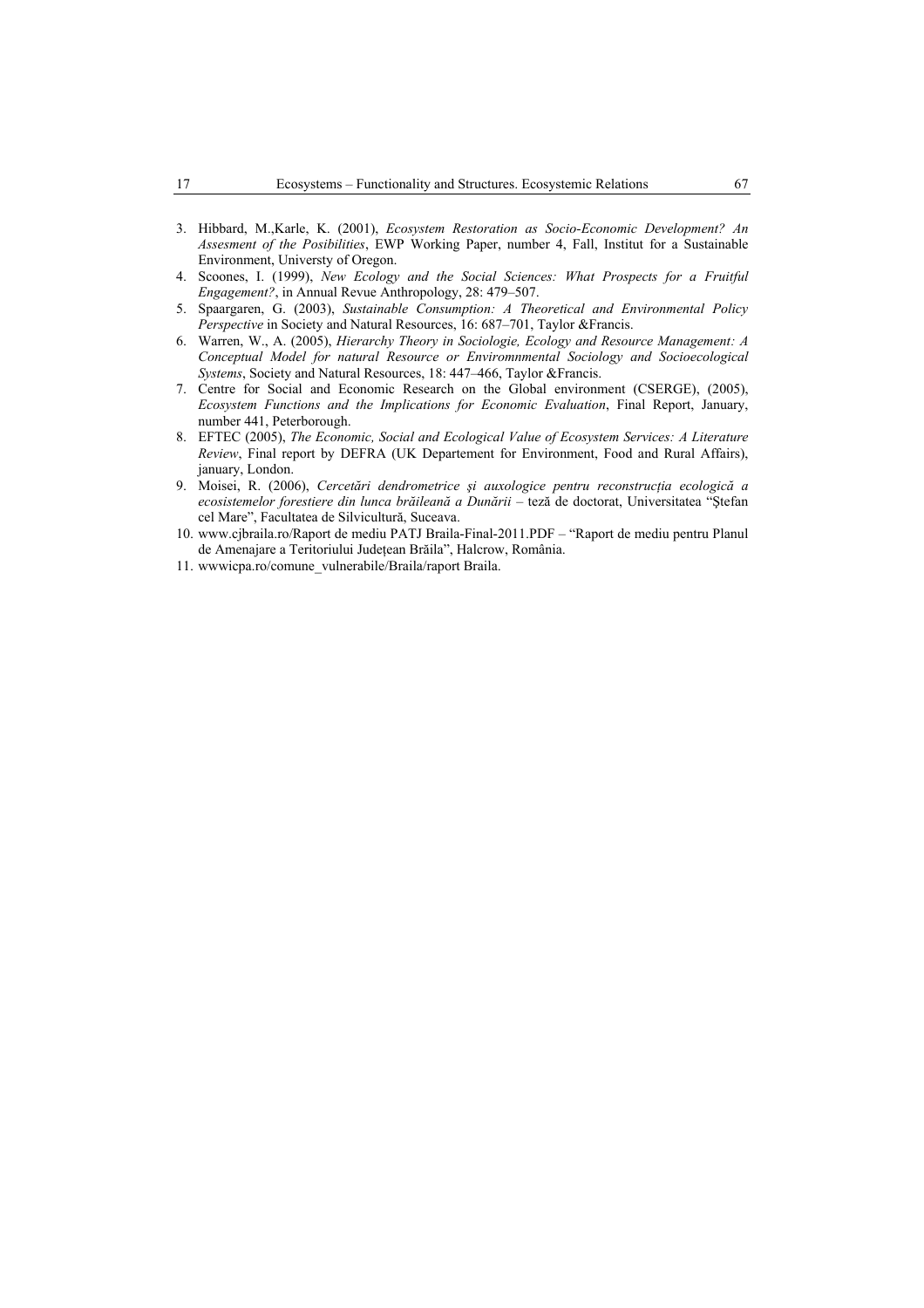3. Hibbard, M.,Karle, K. (2001), *Ecosystem Restoration as Socio-Economic Development? An Assesment of the Posibilities*, EWP Working Paper, number 4, Fall, Institut for a Sustainable Environment, Universty of Oregon.
4. Scoones, I. (1999), *New Ecology and the Social Sciences: What Prospects for a Fruitful Engagement?*, in Annual Revue Anthropology, 28: 479–507.
5. Spaargaren, G. (2003), *Sustainable Consumption: A Theoretical and Environmental Policy Perspective* in Society and Natural Resources, 16: 687–701, Taylor &Francis.
6. Warren, W., A. (2005), *Hierarchy Theory in Sociologie, Ecology and Resource Management: A Conceptual Model for natural Resource or Enviromnmental Sociology and Socioecological Systems*, Society and Natural Resources, 18: 447–466, Taylor &Francis.
7. Centre for Social and Economic Research on the Global environment (CSERGE), (2005), *Ecosystem Functions and the Implications for Economic Evaluation*, Final Report, January, number 441, Peterborough.
8. EFTEC (2005), *The Economic, Social and Ecological Value of Ecosystem Services: A Literature Review*, Final report by DEFRA (UK Departement for Environment, Food and Rural Affairs), january, London.
9. Moisei, R. (2006), *Cercetări dendrometrice şi auxologice pentru reconstrucţia ecologică a ecosistemelor forestiere din lunca brăileană a Dunării* – teză de doctorat, Universitatea "Ştefan cel Mare", Facultatea de Silvicultură, Suceava.
10. www.cjbraila.ro/Raport de mediu PATJ Braila-Final-2011.PDF – "Raport de mediu pentru Planul de Amenajare a Teritoriului Judeţean Brăila", Halcrow, România.
11. wwwicpa.ro/comune_vulnerabile/Braila/raport Braila.